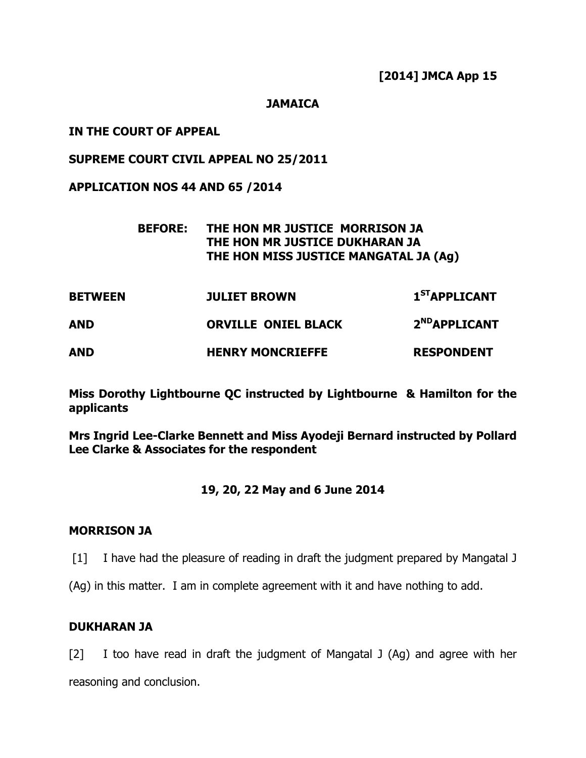**[2014] JMCA App 15**

**JAMAICA**

**IN THE COURT OF APPEAL**

**SUPREME COURT CIVIL APPEAL NO 25/2011**

**APPLICATION NOS 44 AND 65 /2014**

**BEFORE: THE HON MR JUSTICE MORRISON JA**
**THE HON MR JUSTICE DUKHARAN JA**
**THE HON MISS JUSTICE MANGATAL JA (Ag)**

| | | |
|---|---|---|
| **BETWEEN** | **JULIET BROWN** | **1ST APPLICANT** |
| **AND** | **ORVILLE ONIEL BLACK** | **2ND APPLICANT** |
| **AND** | **HENRY MONCRIEFFE** | **RESPONDENT** |

**Miss Dorothy Lightbourne QC instructed by Lightbourne & Hamilton for the applicants**

**Mrs Ingrid Lee-Clarke Bennett and Miss Ayodeji Bernard instructed by Pollard Lee Clarke & Associates for the respondent**

**19, 20, 22 May and 6 June 2014**

**MORRISON JA**

[1] I have had the pleasure of reading in draft the judgment prepared by Mangatal J (Ag) in this matter. I am in complete agreement with it and have nothing to add.

**DUKHARAN JA**

[2] I too have read in draft the judgment of Mangatal J (Ag) and agree with her reasoning and conclusion.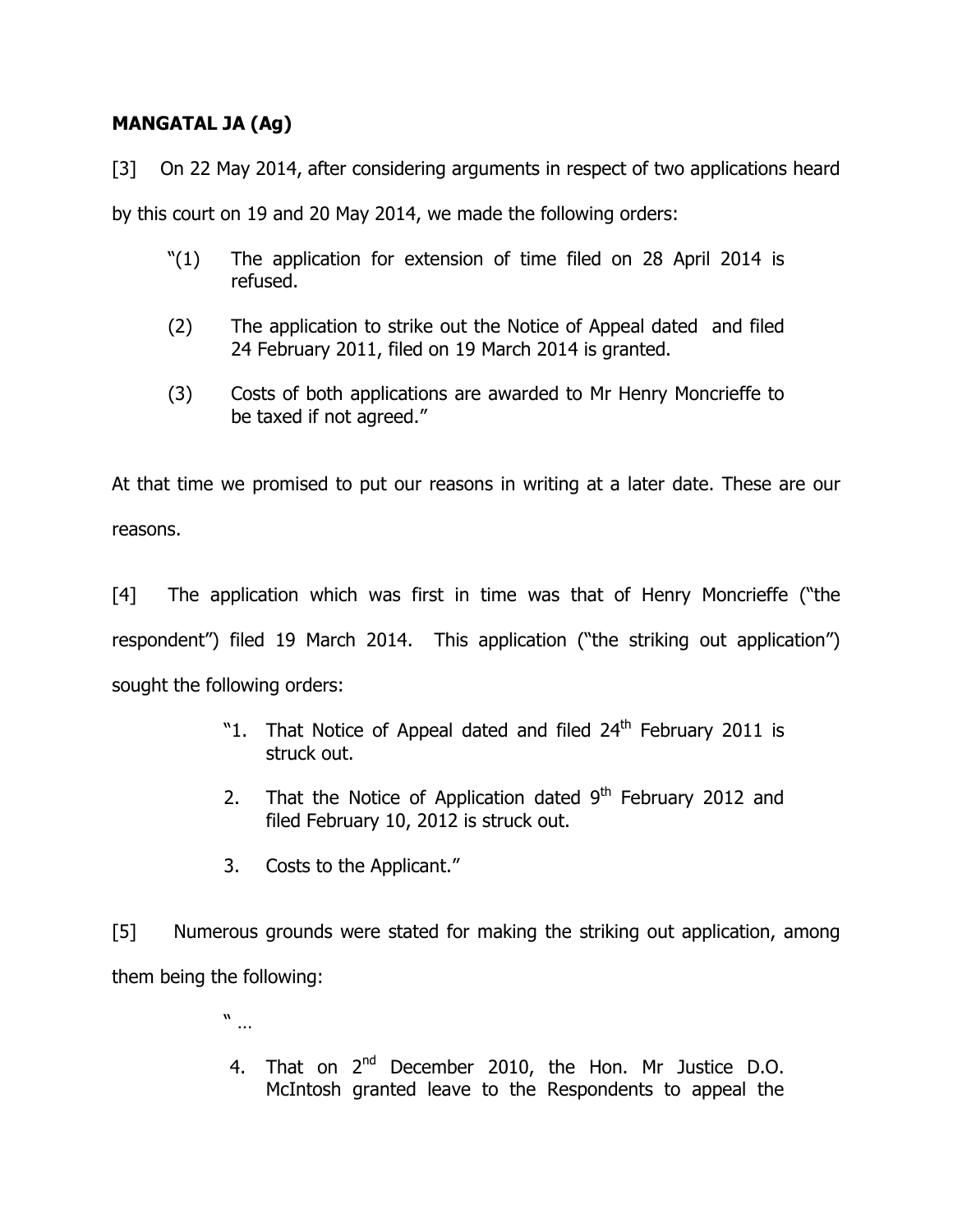**MANGATAL JA (Ag)**

[3] On 22 May 2014, after considering arguments in respect of two applications heard by this court on 19 and 20 May 2014, we made the following orders:

> "(1) The application for extension of time filed on 28 April 2014 is refused.
>
> (2) The application to strike out the Notice of Appeal dated and filed 24 February 2011, filed on 19 March 2014 is granted.
>
> (3) Costs of both applications are awarded to Mr Henry Moncrieffe to be taxed if not agreed."

At that time we promised to put our reasons in writing at a later date. These are our reasons.

[4] The application which was first in time was that of Henry Moncrieffe ("the respondent") filed 19 March 2014. This application ("the striking out application") sought the following orders:

> "1. That Notice of Appeal dated and filed 24th February 2011 is struck out.
>
> 2. That the Notice of Application dated 9th February 2012 and filed February 10, 2012 is struck out.
>
> 3. Costs to the Applicant."

[5] Numerous grounds were stated for making the striking out application, among them being the following:

> " ...
>
> 4. That on 2nd December 2010, the Hon. Mr Justice D.O. McIntosh granted leave to the Respondents to appeal the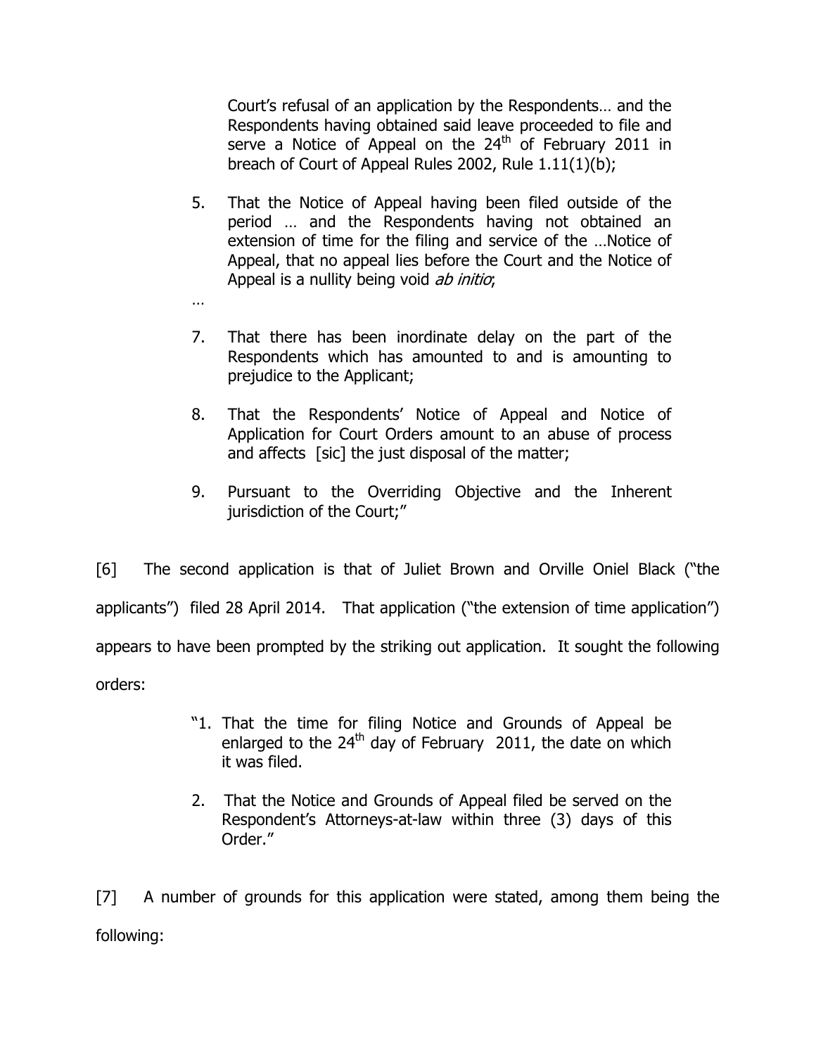> Court's refusal of an application by the Respondents… and the Respondents having obtained said leave proceeded to file and serve a Notice of Appeal on the 24th of February 2011 in breach of Court of Appeal Rules 2002, Rule 1.11(1)(b);
>
> 5. That the Notice of Appeal having been filed outside of the period … and the Respondents having not obtained an extension of time for the filing and service of the …Notice of Appeal, that no appeal lies before the Court and the Notice of Appeal is a nullity being void *ab initio*;
>
> …
>
> 7. That there has been inordinate delay on the part of the Respondents which has amounted to and is amounting to prejudice to the Applicant;
>
> 8. That the Respondents' Notice of Appeal and Notice of Application for Court Orders amount to an abuse of process and affects [sic] the just disposal of the matter;
>
> 9. Pursuant to the Overriding Objective and the Inherent jurisdiction of the Court;"

[6] The second application is that of Juliet Brown and Orville Oniel Black ("the applicants") filed 28 April 2014. That application ("the extension of time application") appears to have been prompted by the striking out application. It sought the following orders:

> "1. That the time for filing Notice and Grounds of Appeal be enlarged to the 24th day of February 2011, the date on which it was filed.
>
> 2. That the Notice and Grounds of Appeal filed be served on the Respondent's Attorneys-at-law within three (3) days of this Order."

[7] A number of grounds for this application were stated, among them being the following: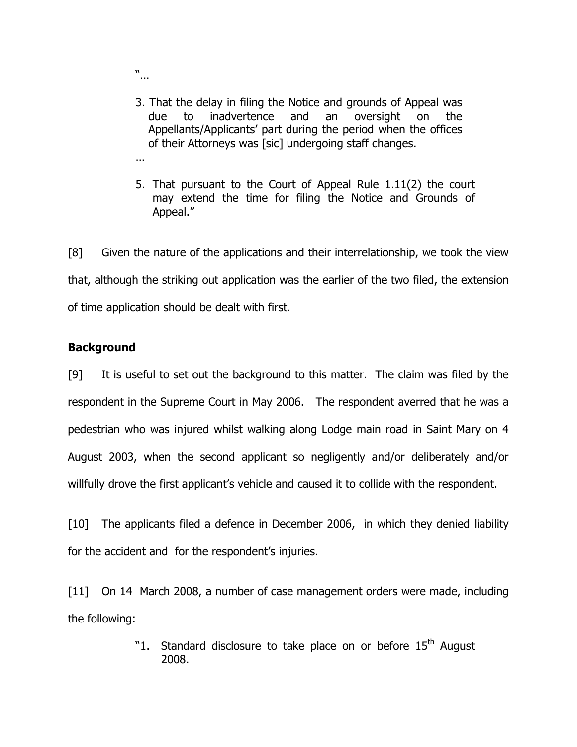"…

3. That the delay in filing the Notice and grounds of Appeal was due to inadvertence and an oversight on the Appellants/Applicants' part during the period when the offices of their Attorneys was [sic] undergoing staff changes.

…

5. That pursuant to the Court of Appeal Rule 1.11(2) the court may extend the time for filing the Notice and Grounds of Appeal."

[8] Given the nature of the applications and their interrelationship, we took the view that, although the striking out application was the earlier of the two filed, the extension of time application should be dealt with first.

**Background**

[9] It is useful to set out the background to this matter. The claim was filed by the respondent in the Supreme Court in May 2006. The respondent averred that he was a pedestrian who was injured whilst walking along Lodge main road in Saint Mary on 4 August 2003, when the second applicant so negligently and/or deliberately and/or willfully drove the first applicant's vehicle and caused it to collide with the respondent.

[10] The applicants filed a defence in December 2006, in which they denied liability for the accident and for the respondent's injuries.

[11] On 14 March 2008, a number of case management orders were made, including the following:

"1. Standard disclosure to take place on or before 15th August 2008.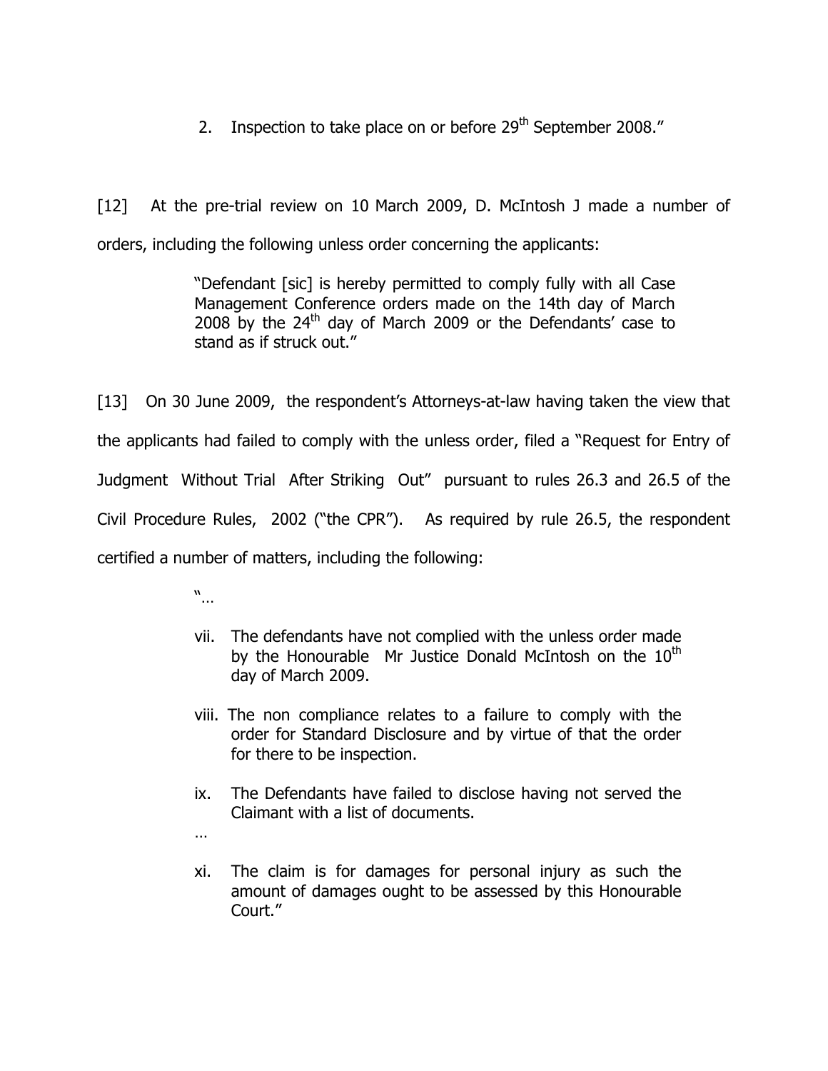2. Inspection to take place on or before 29th September 2008."

[12] At the pre-trial review on 10 March 2009, D. McIntosh J made a number of orders, including the following unless order concerning the applicants:

> "Defendant [sic] is hereby permitted to comply fully with all Case Management Conference orders made on the 14th day of March 2008 by the 24th day of March 2009 or the Defendants' case to stand as if struck out."

[13] On 30 June 2009, the respondent's Attorneys-at-law having taken the view that the applicants had failed to comply with the unless order, filed a "Request for Entry of Judgment Without Trial After Striking Out" pursuant to rules 26.3 and 26.5 of the Civil Procedure Rules, 2002 ("the CPR"). As required by rule 26.5, the respondent certified a number of matters, including the following:

> "…
>
> vii. The defendants have not complied with the unless order made by the Honourable Mr Justice Donald McIntosh on the 10th day of March 2009.
>
> viii. The non compliance relates to a failure to comply with the order for Standard Disclosure and by virtue of that the order for there to be inspection.
>
> ix. The Defendants have failed to disclose having not served the Claimant with a list of documents.
>
> …
>
> xi. The claim is for damages for personal injury as such the amount of damages ought to be assessed by this Honourable Court."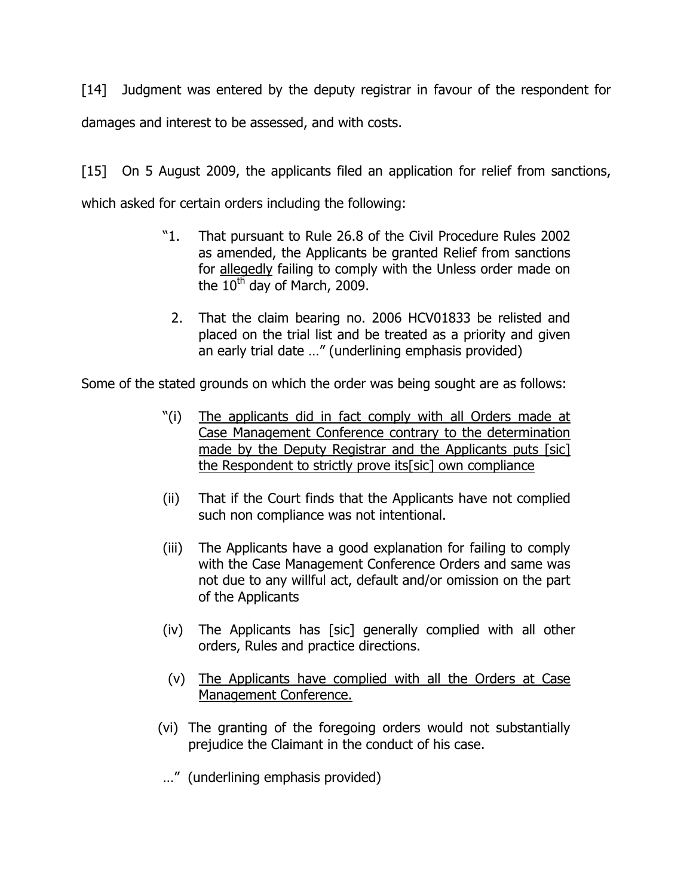[14] Judgment was entered by the deputy registrar in favour of the respondent for damages and interest to be assessed, and with costs.

[15] On 5 August 2009, the applicants filed an application for relief from sanctions, which asked for certain orders including the following:

> "1. That pursuant to Rule 26.8 of the Civil Procedure Rules 2002 as amended, the Applicants be granted Relief from sanctions for <u>allegedly</u> failing to comply with the Unless order made on the 10th day of March, 2009.
>
> 2. That the claim bearing no. 2006 HCV01833 be relisted and placed on the trial list and be treated as a priority and given an early trial date …" (underlining emphasis provided)

Some of the stated grounds on which the order was being sought are as follows:

> "(i) <u>The applicants did in fact comply with all Orders made at Case Management Conference contrary to the determination made by the Deputy Registrar and the Applicants puts [sic] the Respondent to strictly prove its[sic] own compliance</u>
>
> (ii) That if the Court finds that the Applicants have not complied such non compliance was not intentional.
>
> (iii) The Applicants have a good explanation for failing to comply with the Case Management Conference Orders and same was not due to any willful act, default and/or omission on the part of the Applicants
>
> (iv) The Applicants has [sic] generally complied with all other orders, Rules and practice directions.
>
> (v) <u>The Applicants have complied with all the Orders at Case Management Conference.</u>
>
> (vi) The granting of the foregoing orders would not substantially prejudice the Claimant in the conduct of his case.
>
> …" (underlining emphasis provided)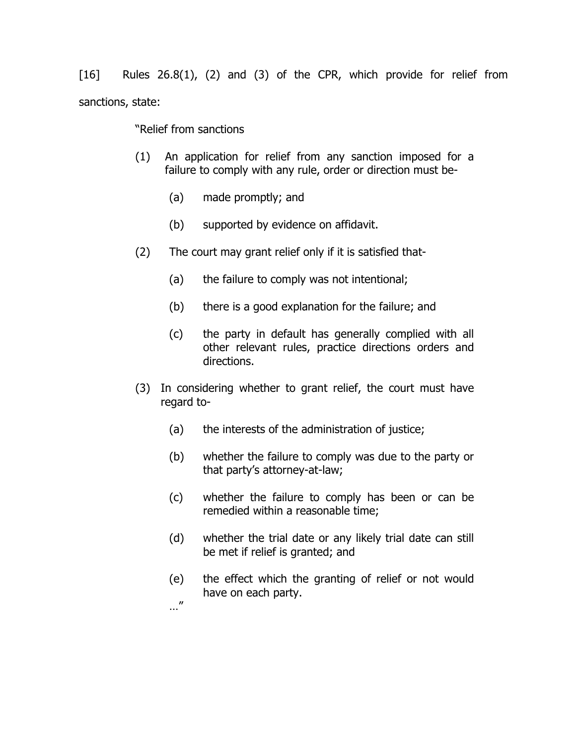[16] Rules 26.8(1), (2) and (3) of the CPR, which provide for relief from sanctions, state:

> "Relief from sanctions
>
> (1) An application for relief from any sanction imposed for a failure to comply with any rule, order or direction must be-
>
> (a) made promptly; and
>
> (b) supported by evidence on affidavit.
>
> (2) The court may grant relief only if it is satisfied that-
>
> (a) the failure to comply was not intentional;
>
> (b) there is a good explanation for the failure; and
>
> (c) the party in default has generally complied with all other relevant rules, practice directions orders and directions.
>
> (3) In considering whether to grant relief, the court must have regard to-
>
> (a) the interests of the administration of justice;
>
> (b) whether the failure to comply was due to the party or that party's attorney-at-law;
>
> (c) whether the failure to comply has been or can be remedied within a reasonable time;
>
> (d) whether the trial date or any likely trial date can still be met if relief is granted; and
>
> (e) the effect which the granting of relief or not would have on each party.
>
> …"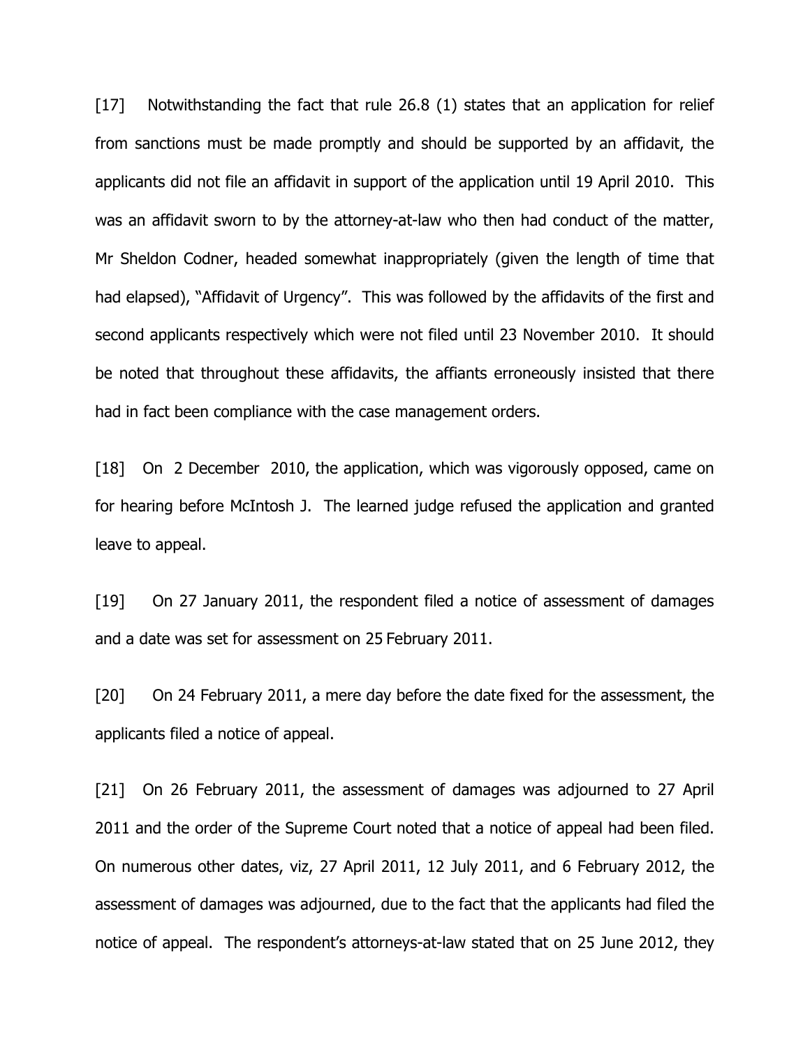[17] Notwithstanding the fact that rule 26.8 (1) states that an application for relief from sanctions must be made promptly and should be supported by an affidavit, the applicants did not file an affidavit in support of the application until 19 April 2010. This was an affidavit sworn to by the attorney-at-law who then had conduct of the matter, Mr Sheldon Codner, headed somewhat inappropriately (given the length of time that had elapsed), "Affidavit of Urgency". This was followed by the affidavits of the first and second applicants respectively which were not filed until 23 November 2010. It should be noted that throughout these affidavits, the affiants erroneously insisted that there had in fact been compliance with the case management orders.

[18] On 2 December 2010, the application, which was vigorously opposed, came on for hearing before McIntosh J. The learned judge refused the application and granted leave to appeal.

[19] On 27 January 2011, the respondent filed a notice of assessment of damages and a date was set for assessment on 25 February 2011.

[20] On 24 February 2011, a mere day before the date fixed for the assessment, the applicants filed a notice of appeal.

[21] On 26 February 2011, the assessment of damages was adjourned to 27 April 2011 and the order of the Supreme Court noted that a notice of appeal had been filed. On numerous other dates, viz, 27 April 2011, 12 July 2011, and 6 February 2012, the assessment of damages was adjourned, due to the fact that the applicants had filed the notice of appeal. The respondent's attorneys-at-law stated that on 25 June 2012, they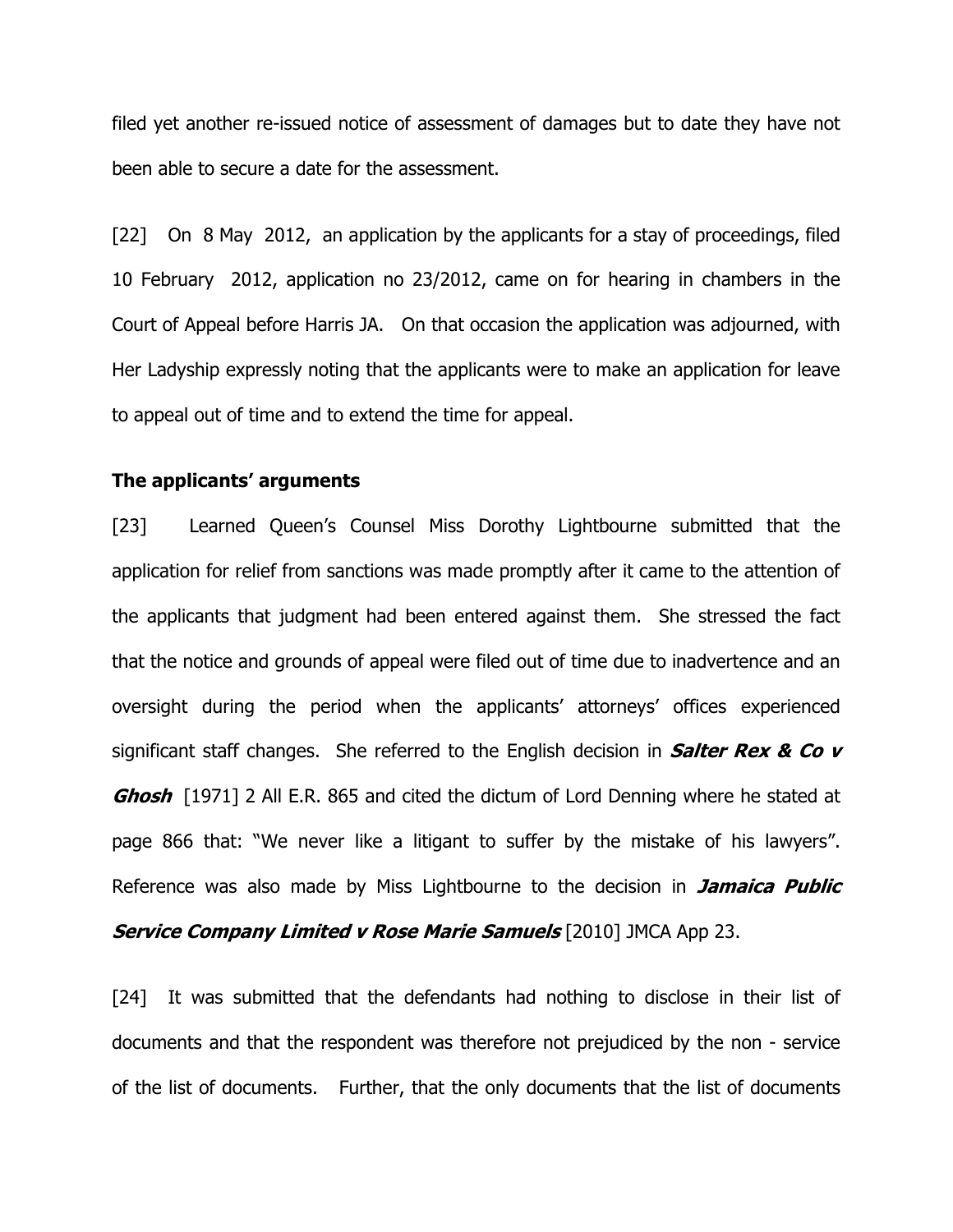filed yet another re-issued notice of assessment of damages but to date they have not been able to secure a date for the assessment.

[22] On 8 May 2012, an application by the applicants for a stay of proceedings, filed 10 February 2012, application no 23/2012, came on for hearing in chambers in the Court of Appeal before Harris JA. On that occasion the application was adjourned, with Her Ladyship expressly noting that the applicants were to make an application for leave to appeal out of time and to extend the time for appeal.

**The applicants' arguments**

[23] Learned Queen's Counsel Miss Dorothy Lightbourne submitted that the application for relief from sanctions was made promptly after it came to the attention of the applicants that judgment had been entered against them. She stressed the fact that the notice and grounds of appeal were filed out of time due to inadvertence and an oversight during the period when the applicants' attorneys' offices experienced significant staff changes. She referred to the English decision in ***Salter Rex & Co v Ghosh*** [1971] 2 All E.R. 865 and cited the dictum of Lord Denning where he stated at page 866 that: "We never like a litigant to suffer by the mistake of his lawyers". Reference was also made by Miss Lightbourne to the decision in ***Jamaica Public Service Company Limited v Rose Marie Samuels*** [2010] JMCA App 23.

[24] It was submitted that the defendants had nothing to disclose in their list of documents and that the respondent was therefore not prejudiced by the non - service of the list of documents. Further, that the only documents that the list of documents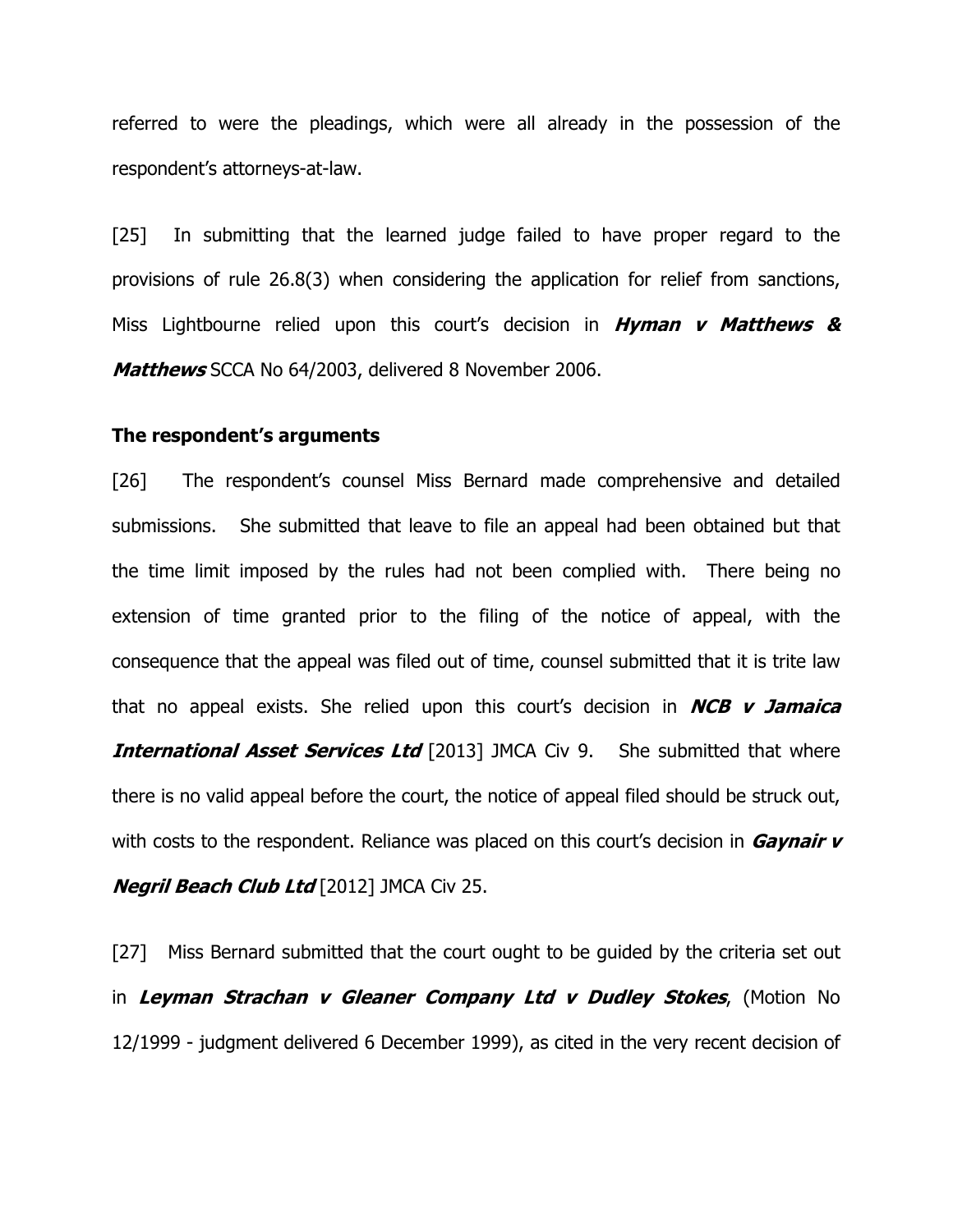referred to were the pleadings, which were all already in the possession of the respondent's attorneys-at-law.

[25] In submitting that the learned judge failed to have proper regard to the provisions of rule 26.8(3) when considering the application for relief from sanctions, Miss Lightbourne relied upon this court's decision in ***Hyman v Matthews & Matthews*** SCCA No 64/2003, delivered 8 November 2006.

**The respondent's arguments**

[26] The respondent's counsel Miss Bernard made comprehensive and detailed submissions. She submitted that leave to file an appeal had been obtained but that the time limit imposed by the rules had not been complied with. There being no extension of time granted prior to the filing of the notice of appeal, with the consequence that the appeal was filed out of time, counsel submitted that it is trite law that no appeal exists. She relied upon this court's decision in ***NCB v Jamaica International Asset Services Ltd*** [2013] JMCA Civ 9. She submitted that where there is no valid appeal before the court, the notice of appeal filed should be struck out, with costs to the respondent. Reliance was placed on this court's decision in ***Gaynair v Negril Beach Club Ltd*** [2012] JMCA Civ 25.

[27] Miss Bernard submitted that the court ought to be guided by the criteria set out in ***Leyman Strachan v Gleaner Company Ltd v Dudley Stokes***, (Motion No 12/1999 - judgment delivered 6 December 1999), as cited in the very recent decision of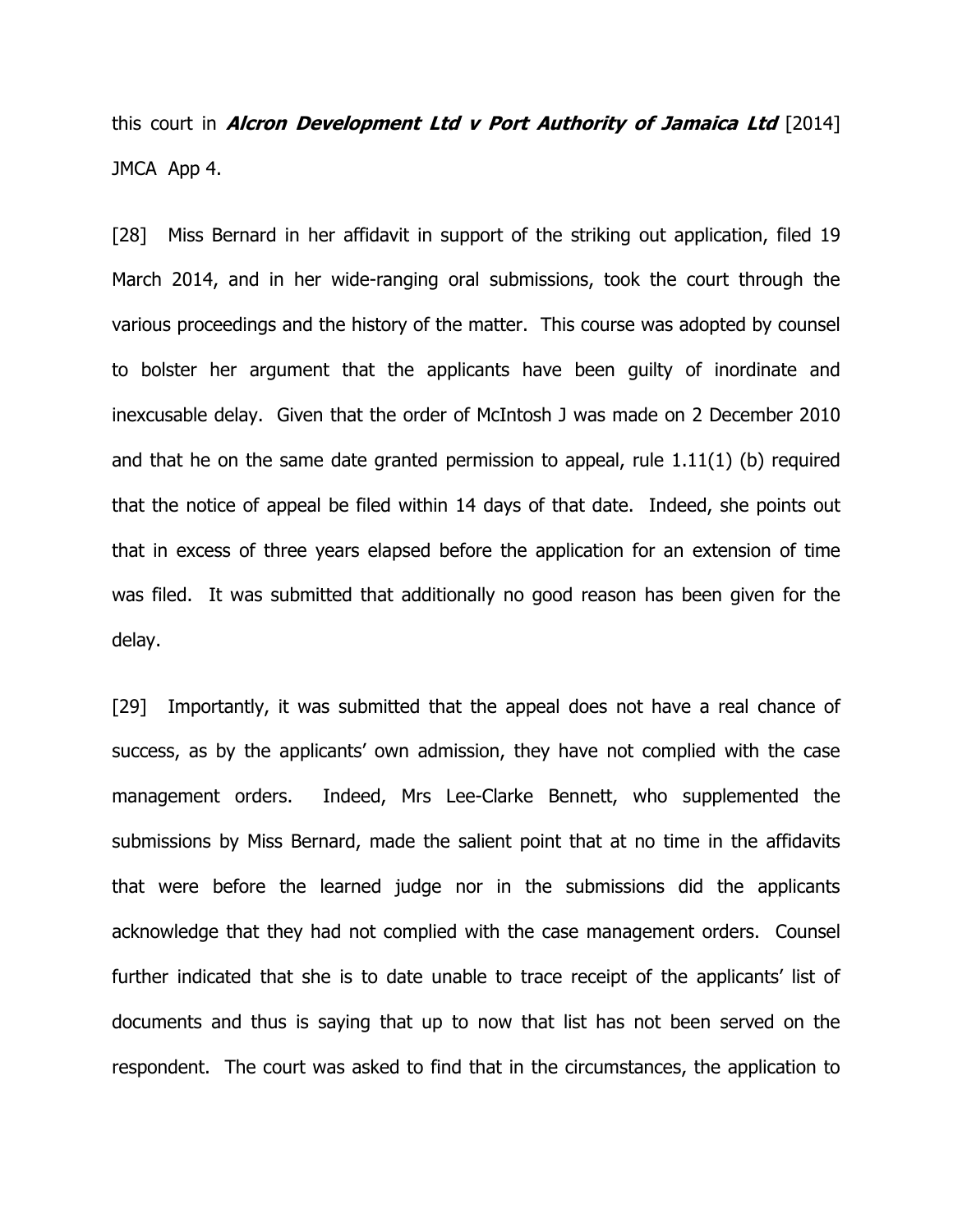this court in ***Alcron Development Ltd v Port Authority of Jamaica Ltd*** [2014] JMCA App 4.

[28] Miss Bernard in her affidavit in support of the striking out application, filed 19 March 2014, and in her wide-ranging oral submissions, took the court through the various proceedings and the history of the matter. This course was adopted by counsel to bolster her argument that the applicants have been guilty of inordinate and inexcusable delay. Given that the order of McIntosh J was made on 2 December 2010 and that he on the same date granted permission to appeal, rule 1.11(1) (b) required that the notice of appeal be filed within 14 days of that date. Indeed, she points out that in excess of three years elapsed before the application for an extension of time was filed. It was submitted that additionally no good reason has been given for the delay.

[29] Importantly, it was submitted that the appeal does not have a real chance of success, as by the applicants' own admission, they have not complied with the case management orders. Indeed, Mrs Lee-Clarke Bennett, who supplemented the submissions by Miss Bernard, made the salient point that at no time in the affidavits that were before the learned judge nor in the submissions did the applicants acknowledge that they had not complied with the case management orders. Counsel further indicated that she is to date unable to trace receipt of the applicants' list of documents and thus is saying that up to now that list has not been served on the respondent. The court was asked to find that in the circumstances, the application to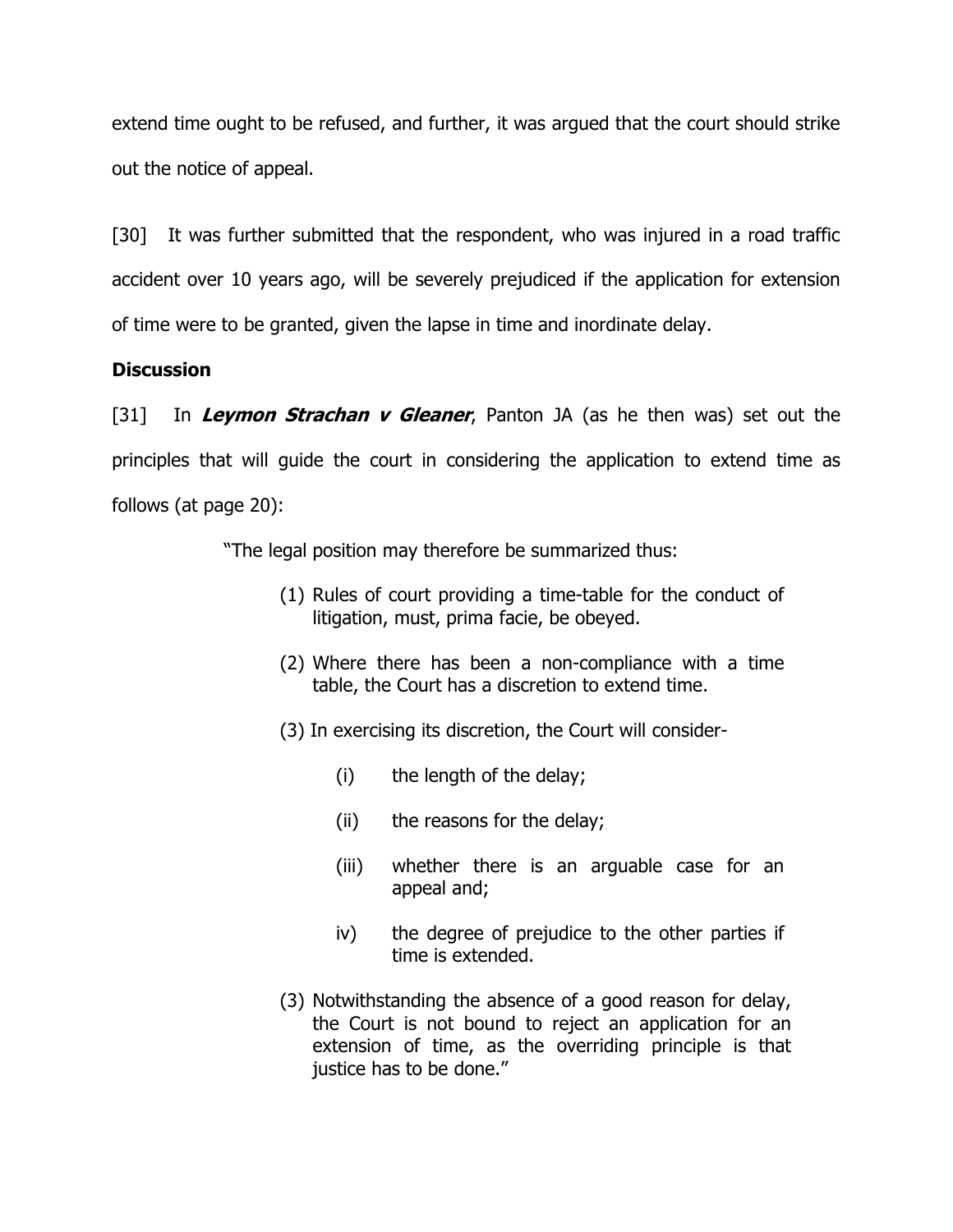extend time ought to be refused, and further, it was argued that the court should strike out the notice of appeal.

[30] It was further submitted that the respondent, who was injured in a road traffic accident over 10 years ago, will be severely prejudiced if the application for extension of time were to be granted, given the lapse in time and inordinate delay.

**Discussion**

[31] In ***Leymon Strachan v Gleaner***, Panton JA (as he then was) set out the principles that will guide the court in considering the application to extend time as follows (at page 20):

> "The legal position may therefore be summarized thus:
>
> (1) Rules of court providing a time-table for the conduct of litigation, must, prima facie, be obeyed.
>
> (2) Where there has been a non-compliance with a time table, the Court has a discretion to extend time.
>
> (3) In exercising its discretion, the Court will consider-
>
> (i) the length of the delay;
>
> (ii) the reasons for the delay;
>
> (iii) whether there is an arguable case for an appeal and;
>
> iv) the degree of prejudice to the other parties if time is extended.
>
> (3) Notwithstanding the absence of a good reason for delay, the Court is not bound to reject an application for an extension of time, as the overriding principle is that justice has to be done."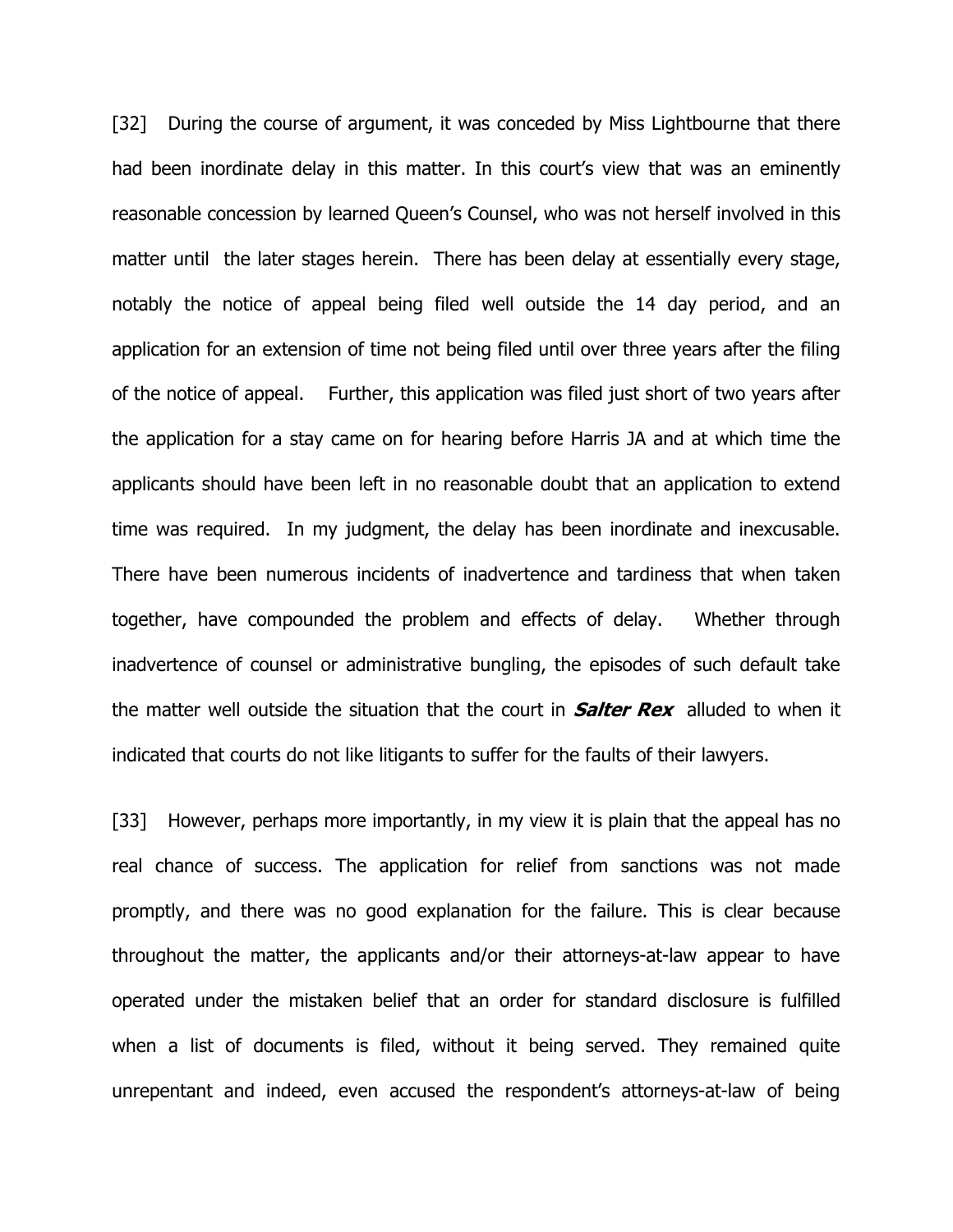[32] During the course of argument, it was conceded by Miss Lightbourne that there had been inordinate delay in this matter. In this court's view that was an eminently reasonable concession by learned Queen's Counsel, who was not herself involved in this matter until the later stages herein. There has been delay at essentially every stage, notably the notice of appeal being filed well outside the 14 day period, and an application for an extension of time not being filed until over three years after the filing of the notice of appeal. Further, this application was filed just short of two years after the application for a stay came on for hearing before Harris JA and at which time the applicants should have been left in no reasonable doubt that an application to extend time was required. In my judgment, the delay has been inordinate and inexcusable. There have been numerous incidents of inadvertence and tardiness that when taken together, have compounded the problem and effects of delay. Whether through inadvertence of counsel or administrative bungling, the episodes of such default take the matter well outside the situation that the court in ***Salter Rex*** alluded to when it indicated that courts do not like litigants to suffer for the faults of their lawyers.

[33] However, perhaps more importantly, in my view it is plain that the appeal has no real chance of success. The application for relief from sanctions was not made promptly, and there was no good explanation for the failure. This is clear because throughout the matter, the applicants and/or their attorneys-at-law appear to have operated under the mistaken belief that an order for standard disclosure is fulfilled when a list of documents is filed, without it being served. They remained quite unrepentant and indeed, even accused the respondent's attorneys-at-law of being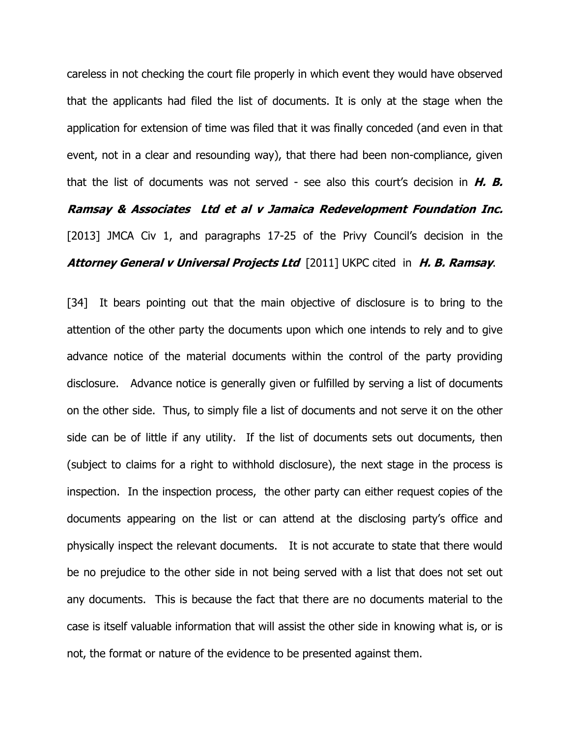careless in not checking the court file properly in which event they would have observed that the applicants had filed the list of documents. It is only at the stage when the application for extension of time was filed that it was finally conceded (and even in that event, not in a clear and resounding way), that there had been non-compliance, given that the list of documents was not served - see also this court's decision in ***H. B. Ramsay & Associates Ltd et al v Jamaica Redevelopment Foundation Inc.*** [2013] JMCA Civ 1, and paragraphs 17-25 of the Privy Council's decision in the ***Attorney General v Universal Projects Ltd*** [2011] UKPC cited in ***H. B. Ramsay***.

[34] It bears pointing out that the main objective of disclosure is to bring to the attention of the other party the documents upon which one intends to rely and to give advance notice of the material documents within the control of the party providing disclosure. Advance notice is generally given or fulfilled by serving a list of documents on the other side. Thus, to simply file a list of documents and not serve it on the other side can be of little if any utility. If the list of documents sets out documents, then (subject to claims for a right to withhold disclosure), the next stage in the process is inspection. In the inspection process, the other party can either request copies of the documents appearing on the list or can attend at the disclosing party's office and physically inspect the relevant documents. It is not accurate to state that there would be no prejudice to the other side in not being served with a list that does not set out any documents. This is because the fact that there are no documents material to the case is itself valuable information that will assist the other side in knowing what is, or is not, the format or nature of the evidence to be presented against them.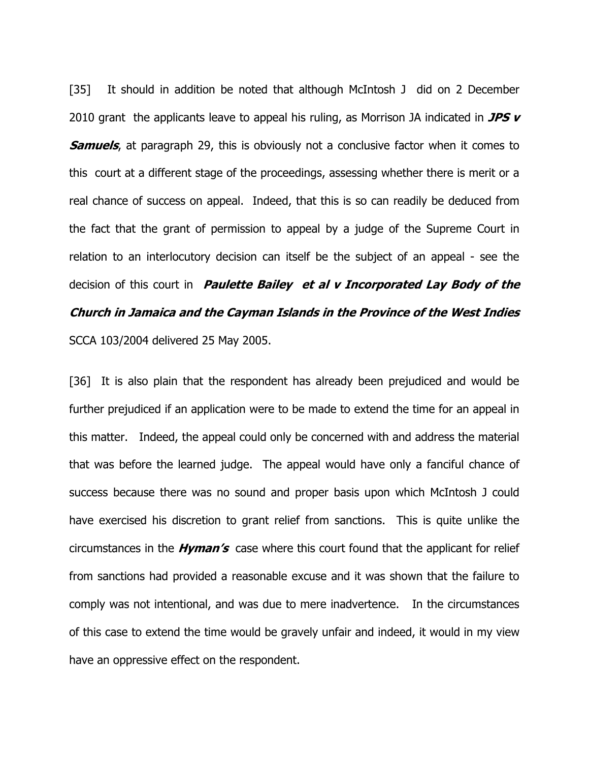[35] It should in addition be noted that although McIntosh J did on 2 December 2010 grant the applicants leave to appeal his ruling, as Morrison JA indicated in ***JPS v Samuels***, at paragraph 29, this is obviously not a conclusive factor when it comes to this court at a different stage of the proceedings, assessing whether there is merit or a real chance of success on appeal. Indeed, that this is so can readily be deduced from the fact that the grant of permission to appeal by a judge of the Supreme Court in relation to an interlocutory decision can itself be the subject of an appeal - see the decision of this court in ***Paulette Bailey et al v Incorporated Lay Body of the Church in Jamaica and the Cayman Islands in the Province of the West Indies*** SCCA 103/2004 delivered 25 May 2005.

[36] It is also plain that the respondent has already been prejudiced and would be further prejudiced if an application were to be made to extend the time for an appeal in this matter. Indeed, the appeal could only be concerned with and address the material that was before the learned judge. The appeal would have only a fanciful chance of success because there was no sound and proper basis upon which McIntosh J could have exercised his discretion to grant relief from sanctions. This is quite unlike the circumstances in the ***Hyman's*** case where this court found that the applicant for relief from sanctions had provided a reasonable excuse and it was shown that the failure to comply was not intentional, and was due to mere inadvertence. In the circumstances of this case to extend the time would be gravely unfair and indeed, it would in my view have an oppressive effect on the respondent.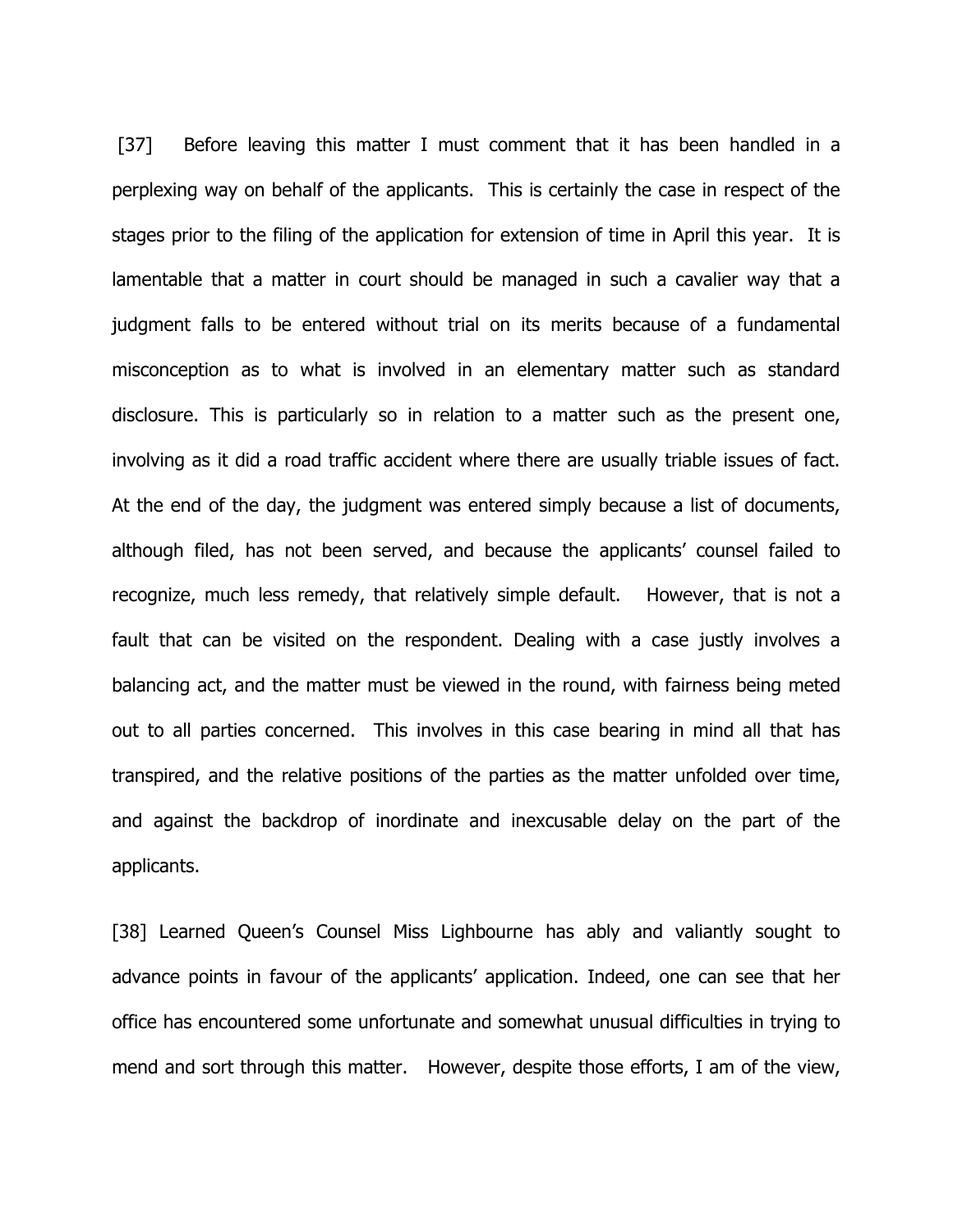[37] Before leaving this matter I must comment that it has been handled in a perplexing way on behalf of the applicants. This is certainly the case in respect of the stages prior to the filing of the application for extension of time in April this year. It is lamentable that a matter in court should be managed in such a cavalier way that a judgment falls to be entered without trial on its merits because of a fundamental misconception as to what is involved in an elementary matter such as standard disclosure. This is particularly so in relation to a matter such as the present one, involving as it did a road traffic accident where there are usually triable issues of fact. At the end of the day, the judgment was entered simply because a list of documents, although filed, has not been served, and because the applicants' counsel failed to recognize, much less remedy, that relatively simple default. However, that is not a fault that can be visited on the respondent. Dealing with a case justly involves a balancing act, and the matter must be viewed in the round, with fairness being meted out to all parties concerned. This involves in this case bearing in mind all that has transpired, and the relative positions of the parties as the matter unfolded over time, and against the backdrop of inordinate and inexcusable delay on the part of the applicants.

[38] Learned Queen's Counsel Miss Lighbourne has ably and valiantly sought to advance points in favour of the applicants' application. Indeed, one can see that her office has encountered some unfortunate and somewhat unusual difficulties in trying to mend and sort through this matter. However, despite those efforts, I am of the view,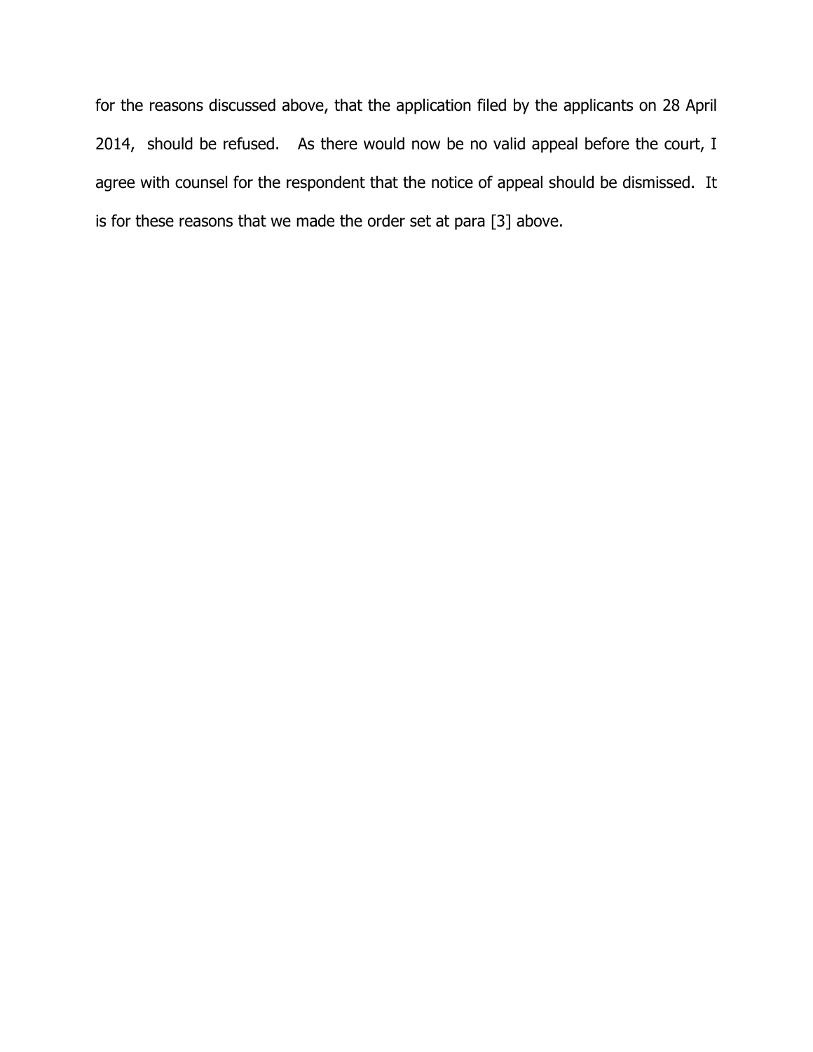for the reasons discussed above, that the application filed by the applicants on 28 April 2014, should be refused. As there would now be no valid appeal before the court, I agree with counsel for the respondent that the notice of appeal should be dismissed. It is for these reasons that we made the order set at para [3] above.